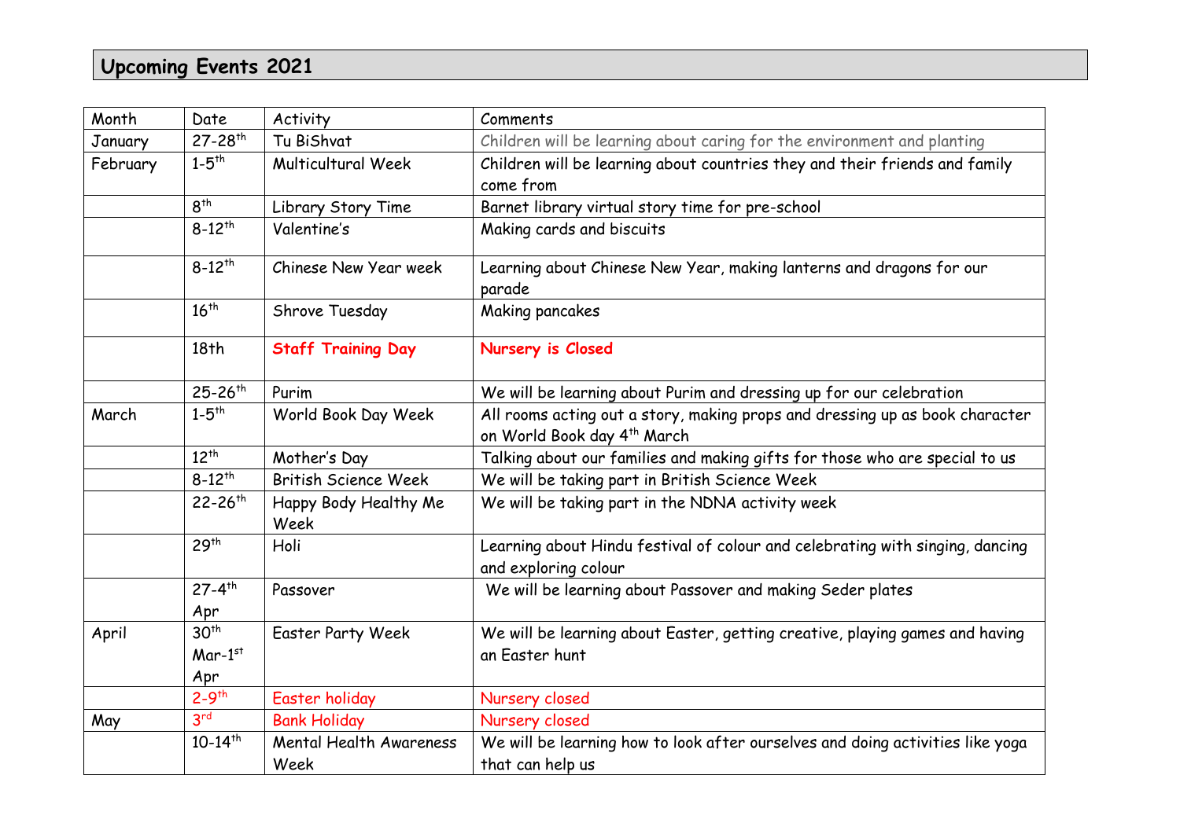## Upcoming Events 2021

| Month | Date | Activity | Comments |
| --- | --- | --- | --- |
| January | 27-28th | Tu BiShvat | Children will be learning about caring for the environment and planting |
| February | 1-5th | Multicultural Week | Children will be learning about countries they and their friends and family come from |
| | 8th | Library Story Time | Barnet library virtual story time for pre-school |
| | 8-12th | Valentine's | Making cards and biscuits |
| | 8-12th | Chinese New Year week | Learning about Chinese New Year, making lanterns and dragons for our parade |
| | 16th | Shrove Tuesday | Making pancakes |
| | 18th | **Staff Training Day** | **Nursery is Closed** |
| | 25-26th | Purim | We will be learning about Purim and dressing up for our celebration |
| March | 1-5th | World Book Day Week | All rooms acting out a story, making props and dressing up as book character on World Book day 4th March |
| | 12th | Mother's Day | Talking about our families and making gifts for those who are special to us |
| | 8-12th | British Science Week | We will be taking part in British Science Week |
| | 22-26th | Happy Body Healthy Me Week | We will be taking part in the NDNA activity week |
| | 29th | Holi | Learning about Hindu festival of colour and celebrating with singing, dancing and exploring colour |
| | 27-4th Apr | Passover | We will be learning about Passover and making Seder plates |
| April | 30th Mar-1st Apr | Easter Party Week | We will be learning about Easter, getting creative, playing games and having an Easter hunt |
| | 2-9th | Easter holiday | Nursery closed |
| May | 3rd | Bank Holiday | Nursery closed |
| | 10-14th | Mental Health Awareness Week | We will be learning how to look after ourselves and doing activities like yoga that can help us |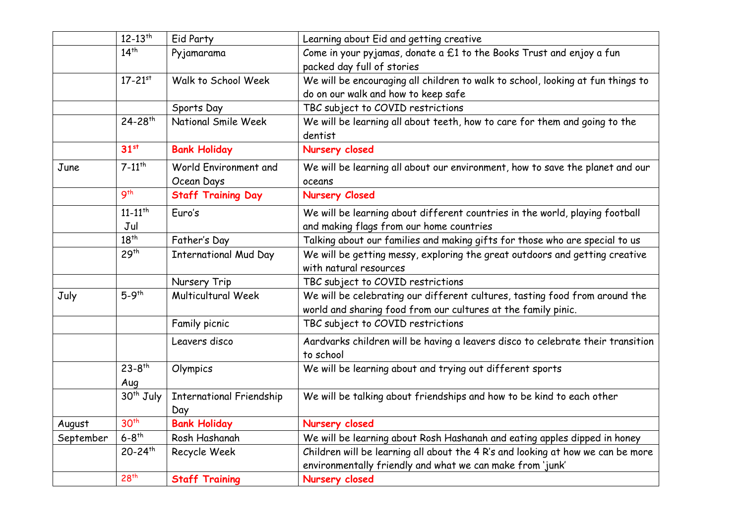| | | | |
|---|---|---|---|
| | 12-13th | Eid Party | Learning about Eid and getting creative |
| | 14th | Pyjamarama | Come in your pyjamas, donate a £1 to the Books Trust and enjoy a fun packed day full of stories |
| | 17-21st | Walk to School Week | We will be encouraging all children to walk to school, looking at fun things to do on our walk and how to keep safe |
| | | Sports Day | TBC subject to COVID restrictions |
| | 24-28th | National Smile Week | We will be learning all about teeth, how to care for them and going to the dentist |
| | **31st** | **Bank Holiday** | **Nursery closed** |
| June | 7-11th | World Environment and Ocean Days | We will be learning all about our environment, how to save the planet and our oceans |
| | 9th | **Staff Training Day** | **Nursery Closed** |
| | 11-11th Jul | Euro's | We will be learning about different countries in the world, playing football and making flags from our home countries |
| | 18th | Father's Day | Talking about our families and making gifts for those who are special to us |
| | 29th | International Mud Day | We will be getting messy, exploring the great outdoors and getting creative with natural resources |
| | | Nursery Trip | TBC subject to COVID restrictions |
| July | 5-9th | Multicultural Week | We will be celebrating our different cultures, tasting food from around the world and sharing food from our cultures at the family pinic. |
| | | Family picnic | TBC subject to COVID restrictions |
| | | Leavers disco | Aardvarks children will be having a leavers disco to celebrate their transition to school |
| | 23-8th Aug | Olympics | We will be learning about and trying out different sports |
| | 30th July | International Friendship Day | We will be talking about friendships and how to be kind to each other |
| August | 30th | **Bank Holiday** | **Nursery closed** |
| September | 6-8th | Rosh Hashanah | We will be learning about Rosh Hashanah and eating apples dipped in honey |
| | 20-24th | Recycle Week | Children will be learning all about the 4 R's and looking at how we can be more environmentally friendly and what we can make from 'junk' |
| | 28th | **Staff Training** | **Nursery closed** |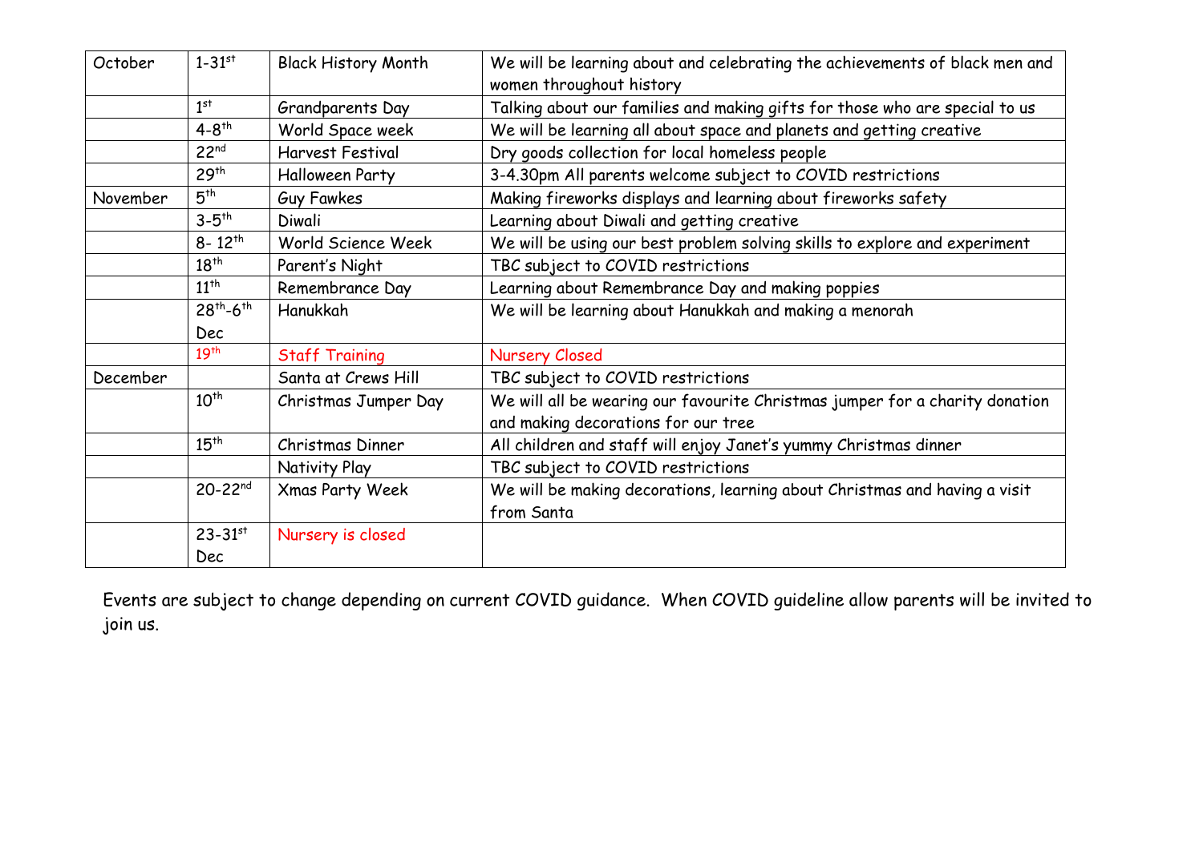| | | | |
|---|---|---|---|
| October | 1-31st | Black History Month | We will be learning about and celebrating the achievements of black men and women throughout history |
| | 1st | Grandparents Day | Talking about our families and making gifts for those who are special to us |
| | 4-8th | World Space week | We will be learning all about space and planets and getting creative |
| | 22nd | Harvest Festival | Dry goods collection for local homeless people |
| | 29th | Halloween Party | 3-4.30pm All parents welcome subject to COVID restrictions |
| November | 5th | Guy Fawkes | Making fireworks displays and learning about fireworks safety |
| | 3-5th | Diwali | Learning about Diwali and getting creative |
| | 8- 12th | World Science Week | We will be using our best problem solving skills to explore and experiment |
| | 18th | Parent's Night | TBC subject to COVID restrictions |
| | 11th | Remembrance Day | Learning about Remembrance Day and making poppies |
| | 28th-6th Dec | Hanukkah | We will be learning about Hanukkah and making a menorah |
| | 19th | Staff Training | Nursery Closed |
| December | | Santa at Crews Hill | TBC subject to COVID restrictions |
| | 10th | Christmas Jumper Day | We will all be wearing our favourite Christmas jumper for a charity donation and making decorations for our tree |
| | 15th | Christmas Dinner | All children and staff will enjoy Janet's yummy Christmas dinner |
| | | Nativity Play | TBC subject to COVID restrictions |
| | 20-22nd | Xmas Party Week | We will be making decorations, learning about Christmas and having a visit from Santa |
| | 23-31st Dec | Nursery is closed | |

Events are subject to change depending on current COVID guidance. When COVID guideline allow parents will be invited to join us.